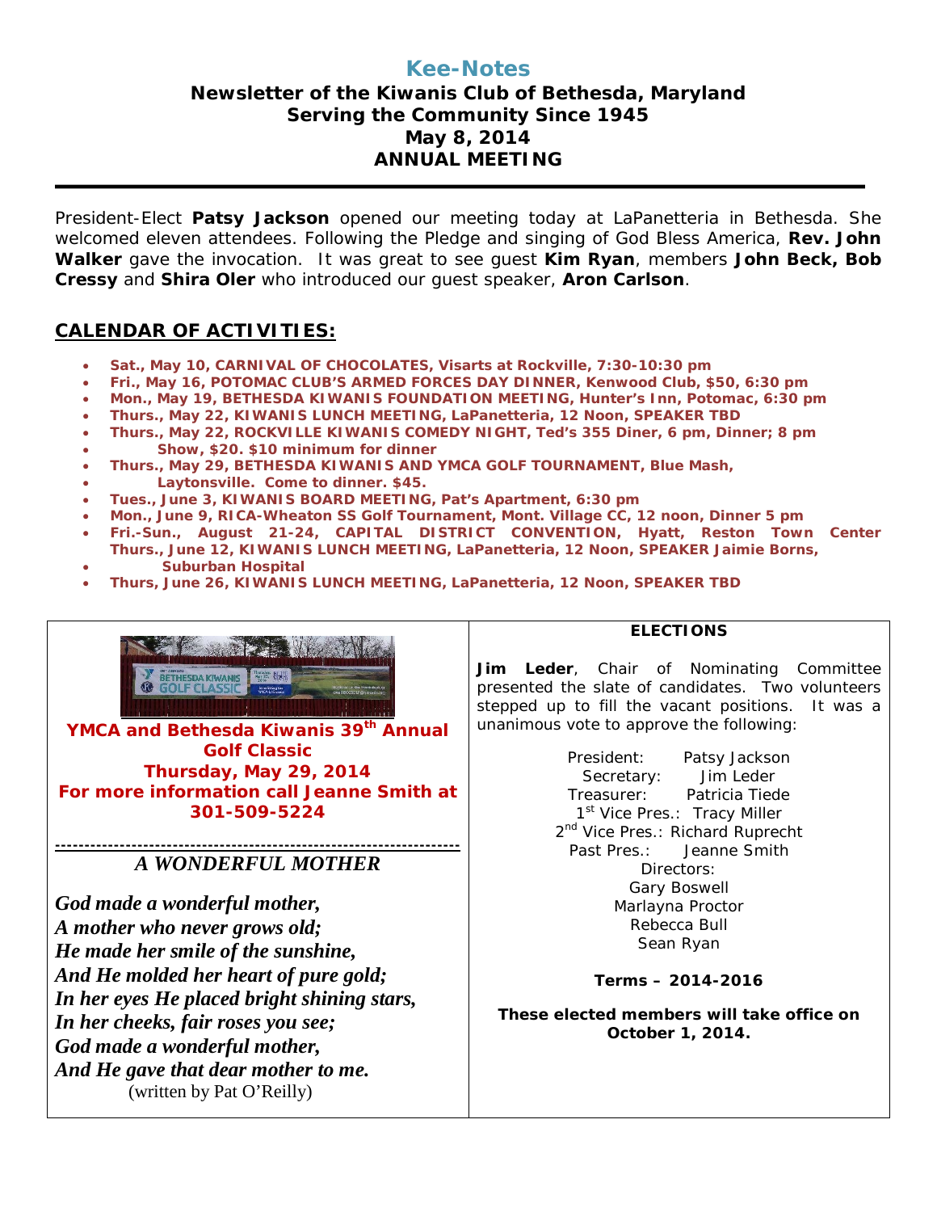# Kee-Notes

## Newsletter of the Kiwanis Club of Bethesda, Maryland
## Serving the Community Since 1945
## May 8, 2014
## ANNUAL MEETING

---

President-Elect **Patsy Jackson** opened our meeting today at LaPanetteria in Bethesda. She welcomed eleven attendees. Following the Pledge and singing of God Bless America, **Rev. John Walker** gave the invocation. It was great to see guest **Kim Ryan**, members **John Beck, Bob Cressy** and **Shira Oler** who introduced our guest speaker, **Aron Carlson**.

## CALENDAR OF ACTIVITIES:

- **Sat., May 10, CARNIVAL OF CHOCOLATES, Visarts at Rockville, 7:30-10:30 pm**
- **Fri., May 16, POTOMAC CLUB'S ARMED FORCES DAY DINNER, Kenwood Club, $50, 6:30 pm**
- **Mon., May 19, BETHESDA KIWANIS FOUNDATION MEETING, Hunter's Inn, Potomac, 6:30 pm**
- **Thurs., May 22, KIWANIS LUNCH MEETING, LaPanetteria, 12 Noon, SPEAKER TBD**
- **Thurs., May 22, ROCKVILLE KIWANIS COMEDY NIGHT, Ted's 355 Diner, 6 pm, Dinner; 8 pm Show, $20. $10 minimum for dinner**
- **Thurs., May 29, BETHESDA KIWANIS AND YMCA GOLF TOURNAMENT, Blue Mash, Laytonsville. Come to dinner. $45.**
- **Tues., June 3, KIWANIS BOARD MEETING, Pat's Apartment, 6:30 pm**
- **Mon., June 9, RICA-Wheaton SS Golf Tournament, Mont. Village CC, 12 noon, Dinner 5 pm**
- **Fri.-Sun., August 21-24, CAPITAL DISTRICT CONVENTION, Hyatt, Reston Town Center**
- **Thurs., June 12, KIWANIS LUNCH MEETING, LaPanetteria, 12 Noon, SPEAKER Jaimie Borns, Suburban Hospital**
- **Thurs, June 26, KIWANIS LUNCH MEETING, LaPanetteria, 12 Noon, SPEAKER TBD**

**YMCA and Bethesda Kiwanis 39th Annual Golf Classic**
**Thursday, May 29, 2014**
**For more information call Jeanne Smith at 301-509-5224**

---

### *A WONDERFUL MOTHER*

***God made a wonderful mother,***
***A mother who never grows old;***
***He made her smile of the sunshine,***
***And He molded her heart of pure gold;***
***In her eyes He placed bright shining stars,***
***In her cheeks, fair roses you see;***
***God made a wonderful mother,***
***And He gave that dear mother to me.***
(written by Pat O'Reilly)

### ELECTIONS

**Jim Leder**, Chair of Nominating Committee presented the slate of candidates. Two volunteers stepped up to fill the vacant positions. It was a unanimous vote to approve the following:

President: Patsy Jackson
Secretary: Jim Leder
Treasurer: Patricia Tiede
1st Vice Pres.: Tracy Miller
2nd Vice Pres.: Richard Ruprecht
Past Pres.: Jeanne Smith
Directors:
Gary Boswell
Marlayna Proctor
Rebecca Bull
Sean Ryan

**Terms – 2014-2016**

**These elected members will take office on October 1, 2014.**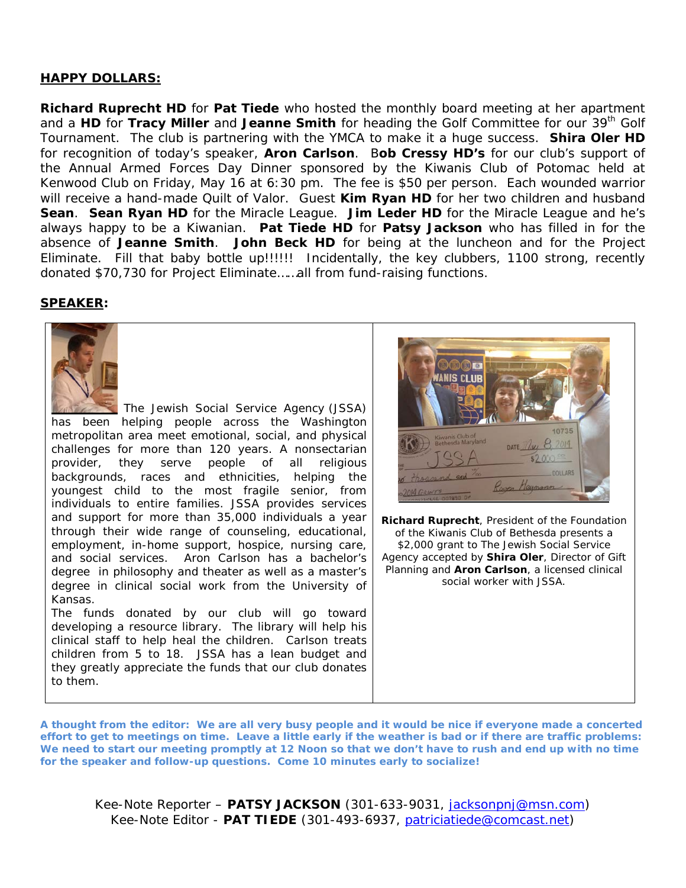## HAPPY DOLLARS:

**Richard Ruprecht HD** for **Pat Tiede** who hosted the monthly board meeting at her apartment and a **HD** for **Tracy Miller** and **Jeanne Smith** for heading the Golf Committee for our 39th Golf Tournament. The club is partnering with the YMCA to make it a huge success. **Shira Oler HD** for recognition of today's speaker, **Aron Carlson**. B**ob Cressy HD's** for our club's support of the Annual Armed Forces Day Dinner sponsored by the Kiwanis Club of Potomac held at Kenwood Club on Friday, May 16 at 6:30 pm. The fee is $50 per person. Each wounded warrior will receive a hand-made Quilt of Valor. Guest **Kim Ryan HD** for her two children and husband **Sean**. **Sean Ryan HD** for the Miracle League. **Jim Leder HD** for the Miracle League and he's always happy to be a Kiwanian. **Pat Tiede HD** for **Patsy Jackson** who has filled in for the absence of **Jeanne Smith**. **John Beck HD** for being at the luncheon and for the Project Eliminate. Fill that baby bottle up!!!!!! Incidentally, the key clubbers, 1100 strong, recently donated $70,730 for Project Eliminate……all from fund-raising functions.

## SPEAKER:

The Jewish Social Service Agency (JSSA) has been helping people across the Washington metropolitan area meet emotional, social, and physical challenges for more than 120 years. A nonsectarian provider, they serve people of all religious backgrounds, races and ethnicities, helping the youngest child to the most fragile senior, from individuals to entire families. JSSA provides services and support for more than 35,000 individuals a year through their wide range of counseling, educational, employment, in-home support, hospice, nursing care, and social services. Aron Carlson has a bachelor's degree in philosophy and theater as well as a master's degree in clinical social work from the University of Kansas.

The funds donated by our club will go toward developing a resource library. The library will help his clinical staff to help heal the children. Carlson treats children from 5 to 18. JSSA has a lean budget and they greatly appreciate the funds that our club donates to them.

**Richard Ruprecht**, President of the Foundation of the Kiwanis Club of Bethesda presents a $2,000 grant to The Jewish Social Service Agency accepted by **Shira Oler**, Director of Gift Planning and **Aron Carlson**, a licensed clinical social worker with JSSA.

**A thought from the editor: We are all very busy people and it would be nice if everyone made a concerted effort to get to meetings on time. Leave a little early if the weather is bad or if there are traffic problems: We need to start our meeting promptly at 12 Noon so that we don't have to rush and end up with no time for the speaker and follow-up questions. Come 10 minutes early to socialize!**

Kee-Note Reporter – **PATSY JACKSON** (301-633-9031, jacksonpnj@msn.com)
Kee-Note Editor - **PAT TIEDE** (301-493-6937, patriciatiede@comcast.net)